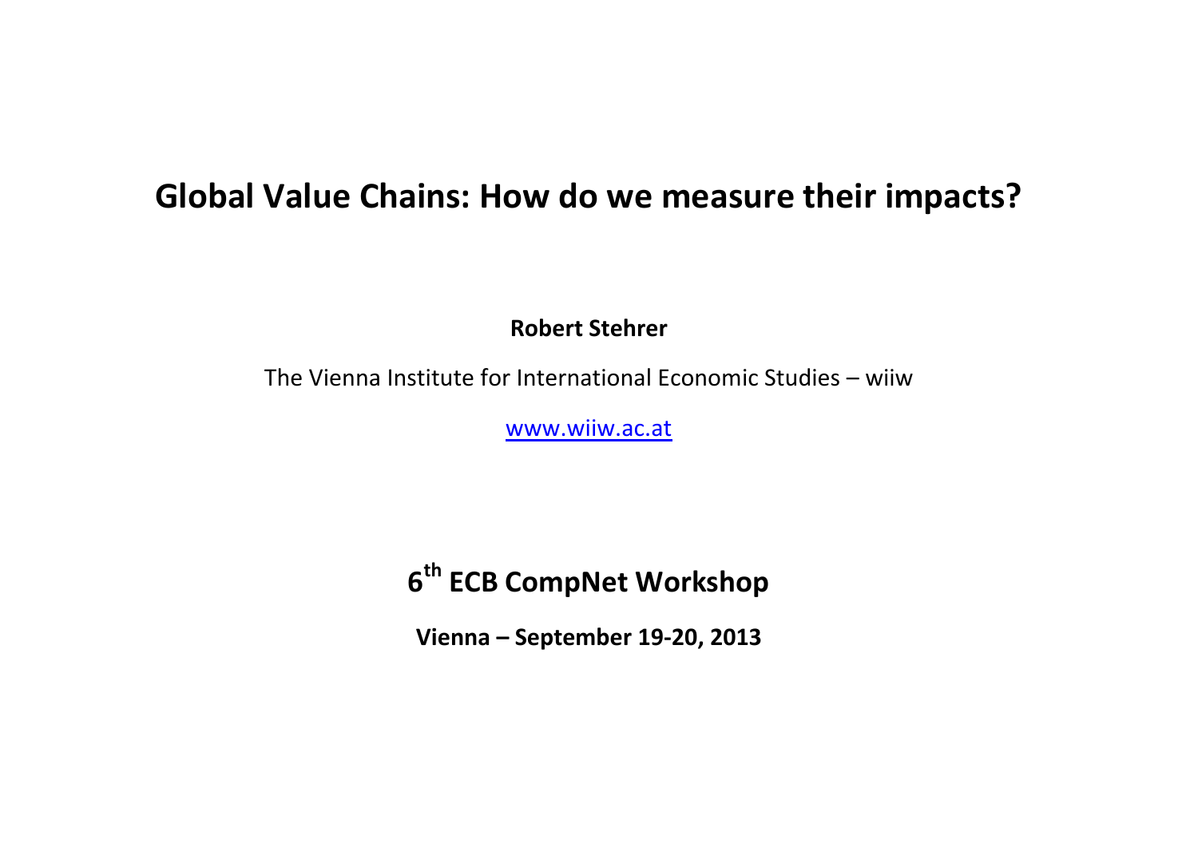# Global Value Chains: How do we measure their impacts?

**Robert Stehrer**

The Vienna Institute for International Economic Studies – wiiw

www.wiiw.ac.at

## 6th ECB CompNet Workshop

**Vienna – September 19-20, 2013**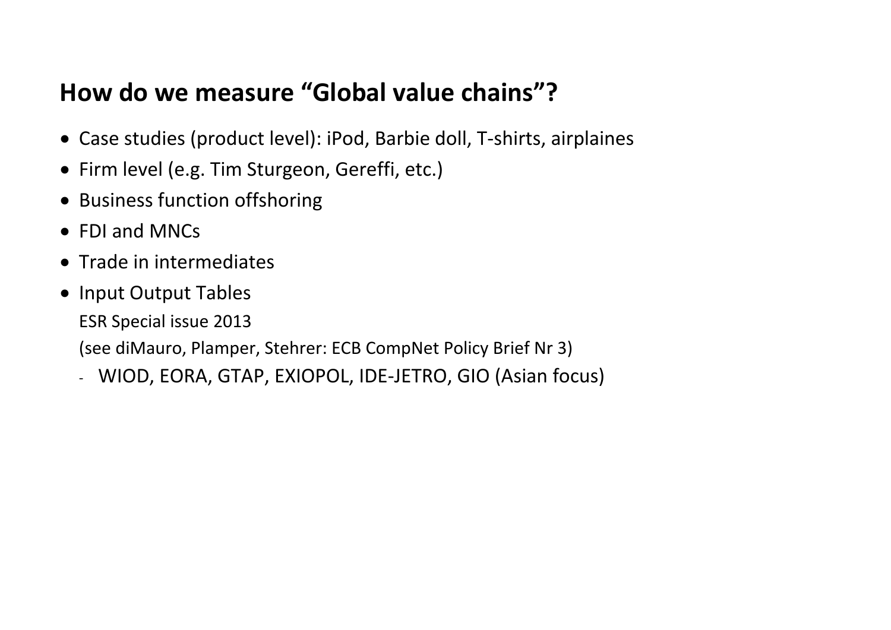## How do we measure "Global value chains"?

- Case studies (product level): iPod, Barbie doll, T-shirts, airplaines
- Firm level (e.g. Tim Sturgeon, Gereffi, etc.)
- Business function offshoring
- FDI and MNCs
- Trade in intermediates
- Input Output Tables

  ESR Special issue 2013

  (see diMauro, Plamper, Stehrer: ECB CompNet Policy Brief Nr 3)

  - WIOD, EORA, GTAP, EXIOPOL, IDE-JETRO, GIO (Asian focus)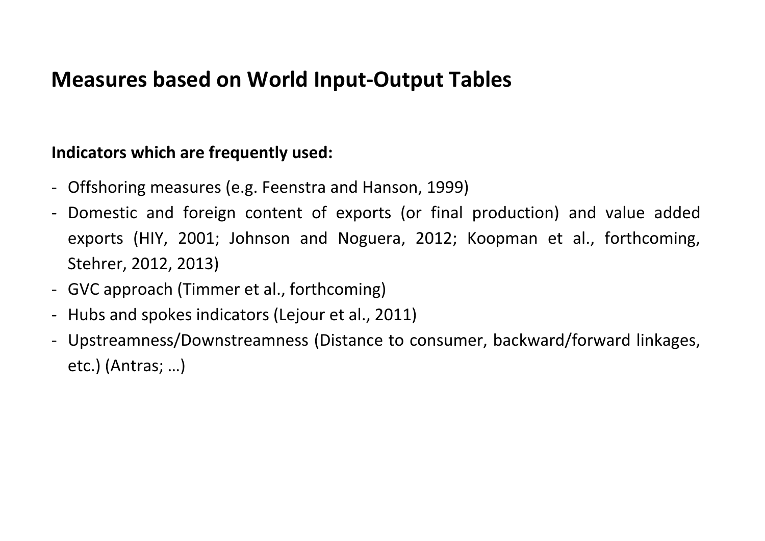# Measures based on World Input-Output Tables

**Indicators which are frequently used:**

- Offshoring measures (e.g. Feenstra and Hanson, 1999)
- Domestic and foreign content of exports (or final production) and value added exports (HIY, 2001; Johnson and Noguera, 2012; Koopman et al., forthcoming, Stehrer, 2012, 2013)
- GVC approach (Timmer et al., forthcoming)
- Hubs and spokes indicators (Lejour et al., 2011)
- Upstreamness/Downstreamness (Distance to consumer, backward/forward linkages, etc.) (Antras; …)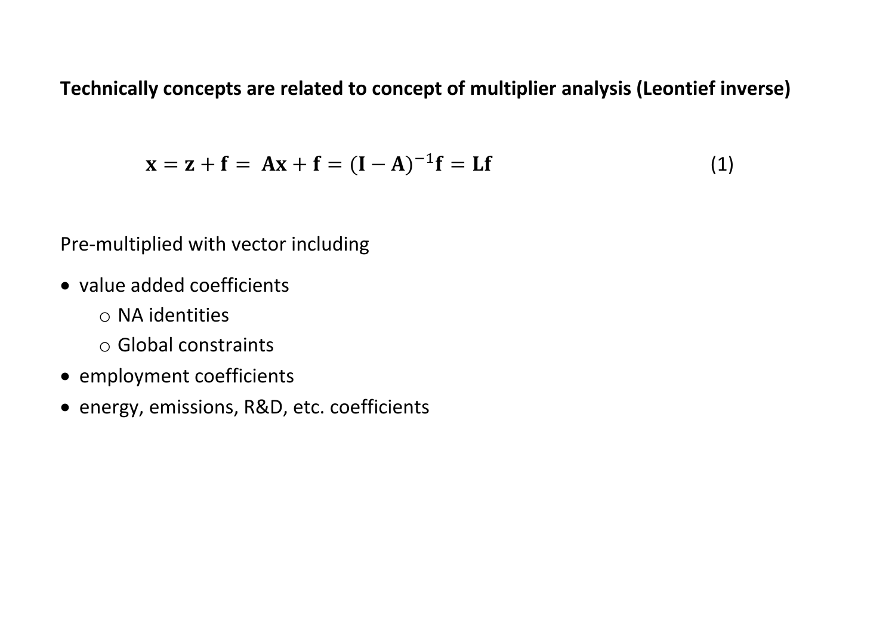**Technically concepts are related to concept of multiplier analysis (Leontief inverse)**

$$\mathbf{x} = \mathbf{z} + \mathbf{f} = \mathbf{A}\mathbf{x} + \mathbf{f} = (\mathbf{I} - \mathbf{A})^{-1}\mathbf{f} = \mathbf{L}\mathbf{f} \tag{1}$$

Pre-multiplied with vector including

- value added coefficients
  - NA identities
  - Global constraints
- employment coefficients
- energy, emissions, R&D, etc. coefficients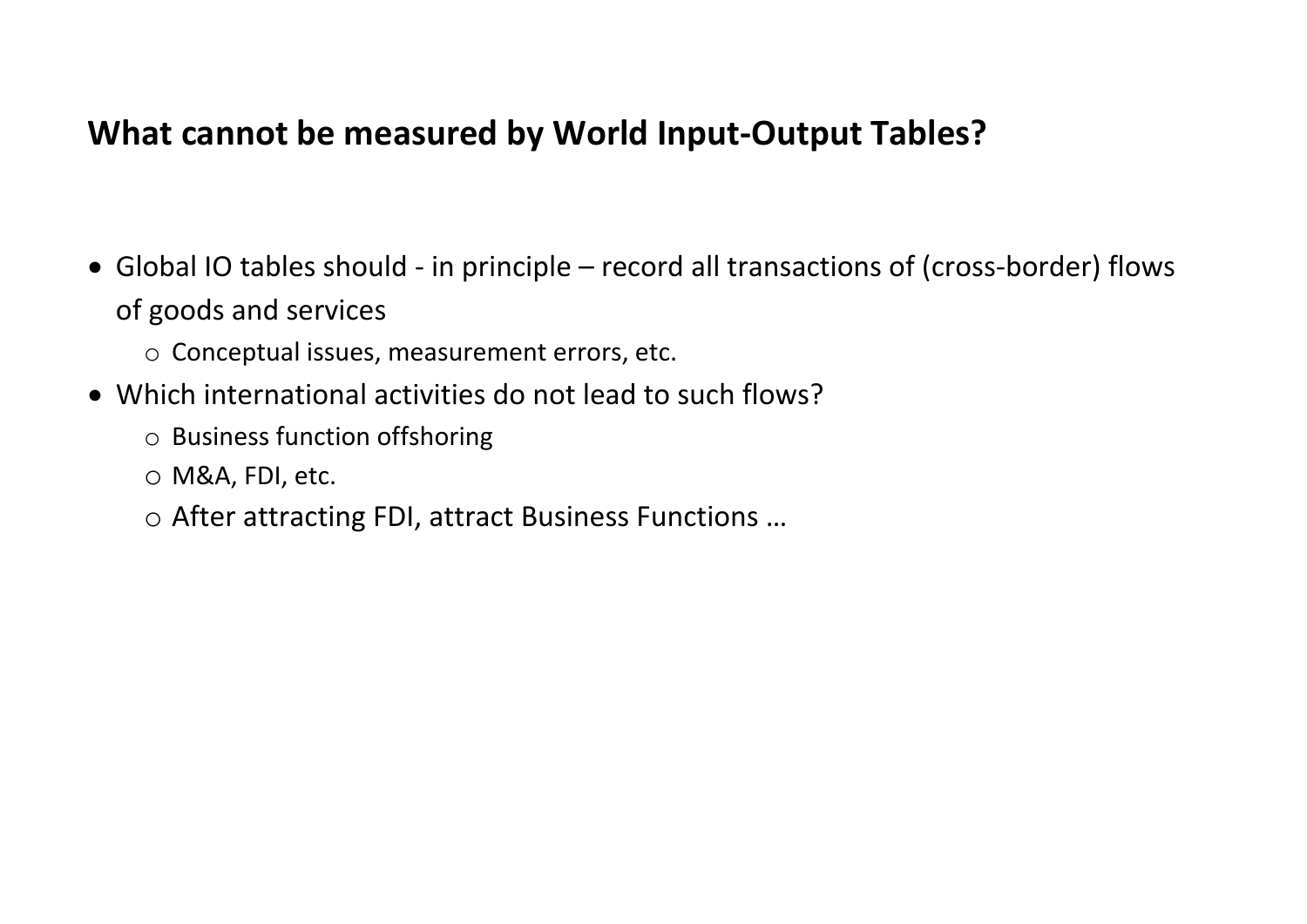## What cannot be measured by World Input-Output Tables?

- Global IO tables should - in principle – record all transactions of (cross-border) flows of goods and services
  - Conceptual issues, measurement errors, etc.
- Which international activities do not lead to such flows?
  - Business function offshoring
  - M&A, FDI, etc.
  - After attracting FDI, attract Business Functions …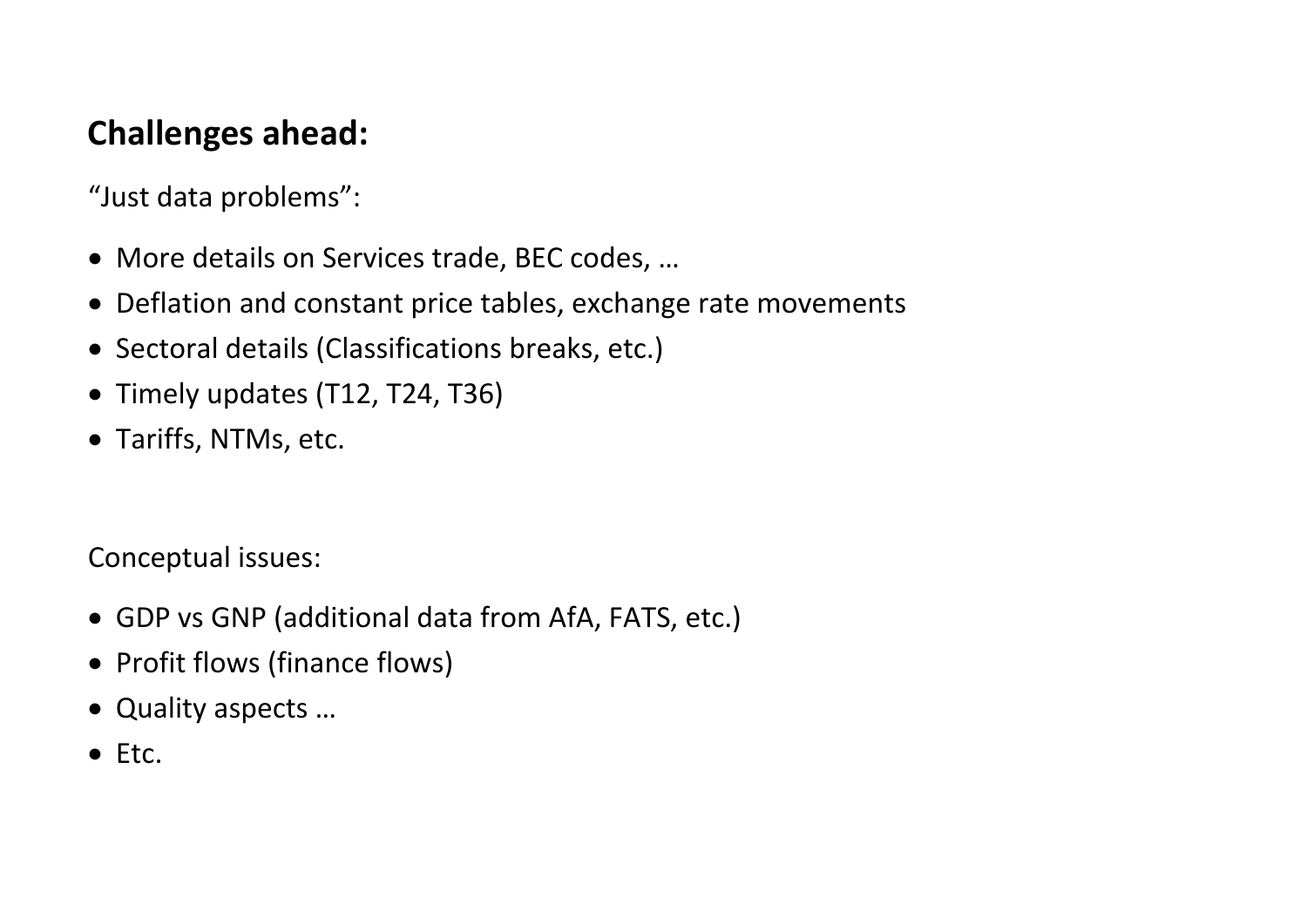## Challenges ahead:

"Just data problems":

- More details on Services trade, BEC codes, …
- Deflation and constant price tables, exchange rate movements
- Sectoral details (Classifications breaks, etc.)
- Timely updates (T12, T24, T36)
- Tariffs, NTMs, etc.

Conceptual issues:

- GDP vs GNP (additional data from AfA, FATS, etc.)
- Profit flows (finance flows)
- Quality aspects …
- Etc.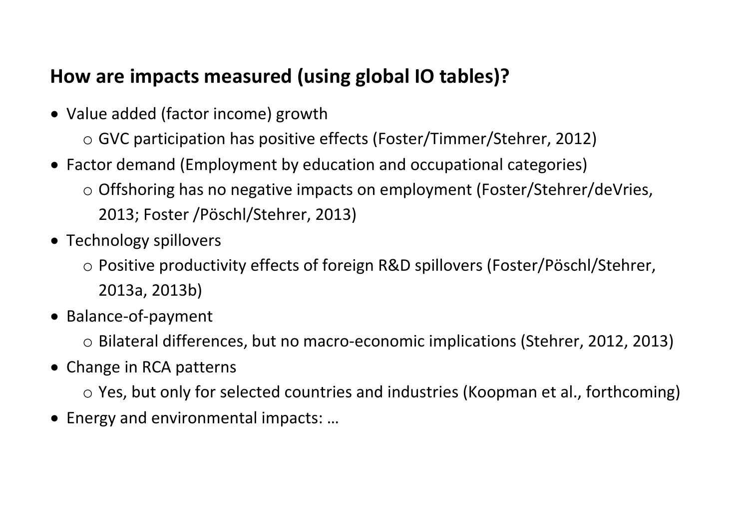## How are impacts measured (using global IO tables)?

- Value added (factor income) growth
  - GVC participation has positive effects (Foster/Timmer/Stehrer, 2012)
- Factor demand (Employment by education and occupational categories)
  - Offshoring has no negative impacts on employment (Foster/Stehrer/deVries, 2013; Foster /Pöschl/Stehrer, 2013)
- Technology spillovers
  - Positive productivity effects of foreign R&D spillovers (Foster/Pöschl/Stehrer, 2013a, 2013b)
- Balance-of-payment
  - Bilateral differences, but no macro-economic implications (Stehrer, 2012, 2013)
- Change in RCA patterns
  - Yes, but only for selected countries and industries (Koopman et al., forthcoming)
- Energy and environmental impacts: …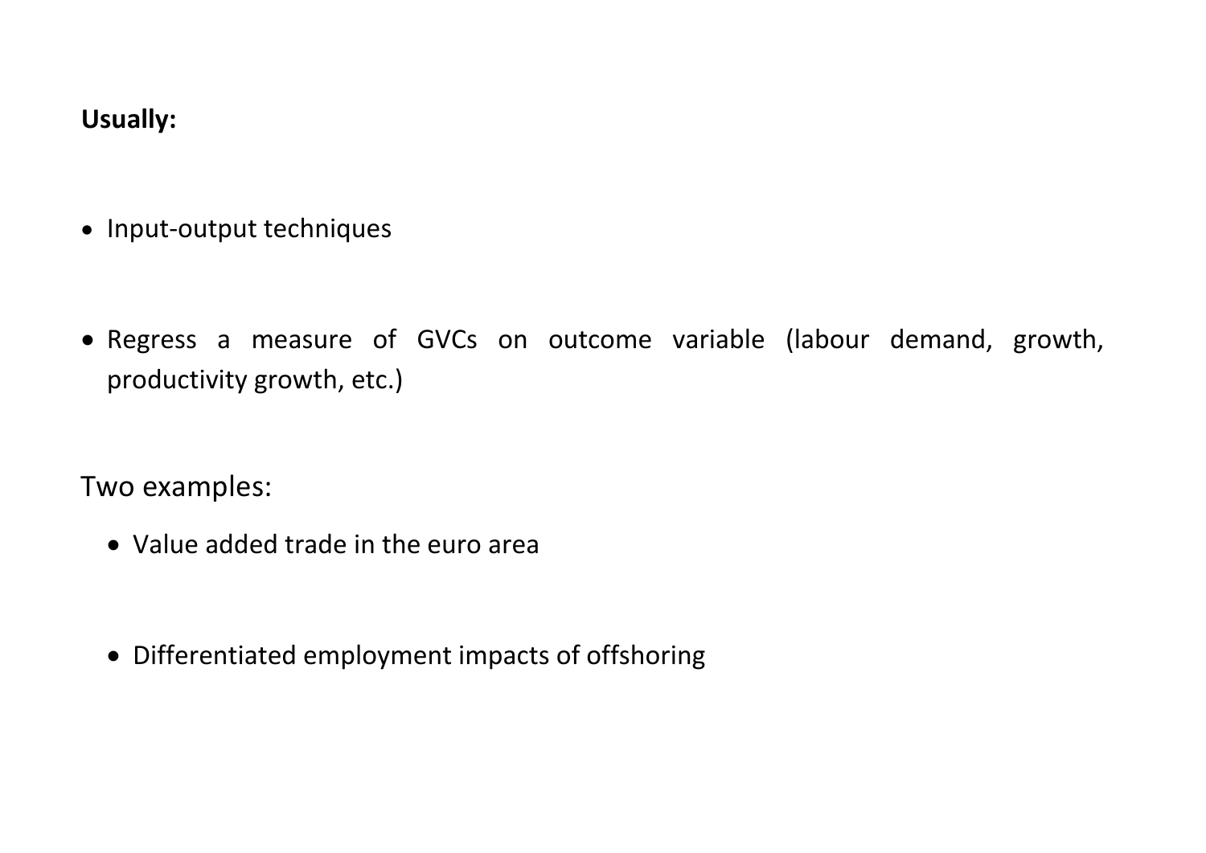**Usually:**

- Input-output techniques

- Regress a measure of GVCs on outcome variable (labour demand, growth, productivity growth, etc.)

Two examples:

- Value added trade in the euro area

- Differentiated employment impacts of offshoring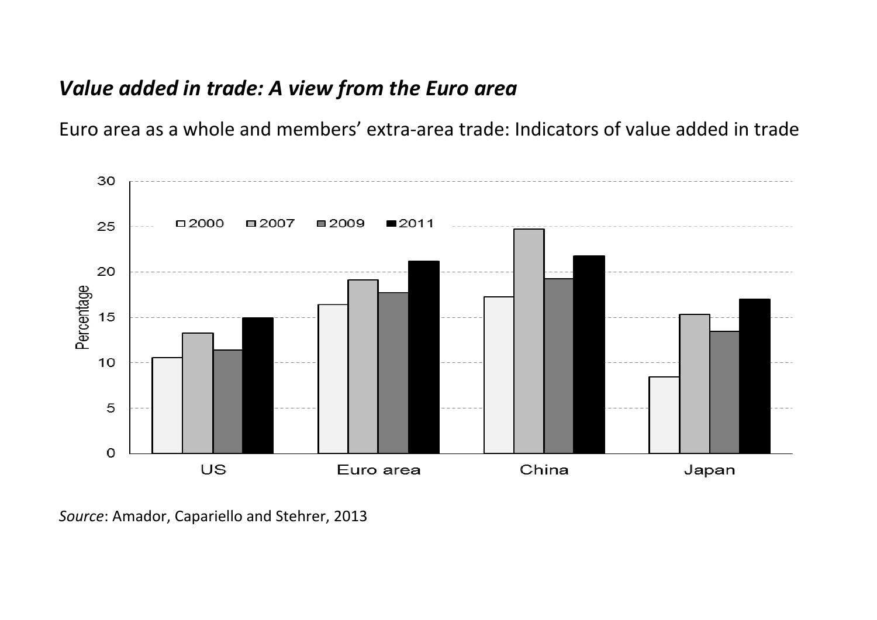## *Value added in trade: A view from the Euro area*

Euro area as a whole and members' extra-area trade: Indicators of value added in trade

*Source*: Amador, Capariello and Stehrer, 2013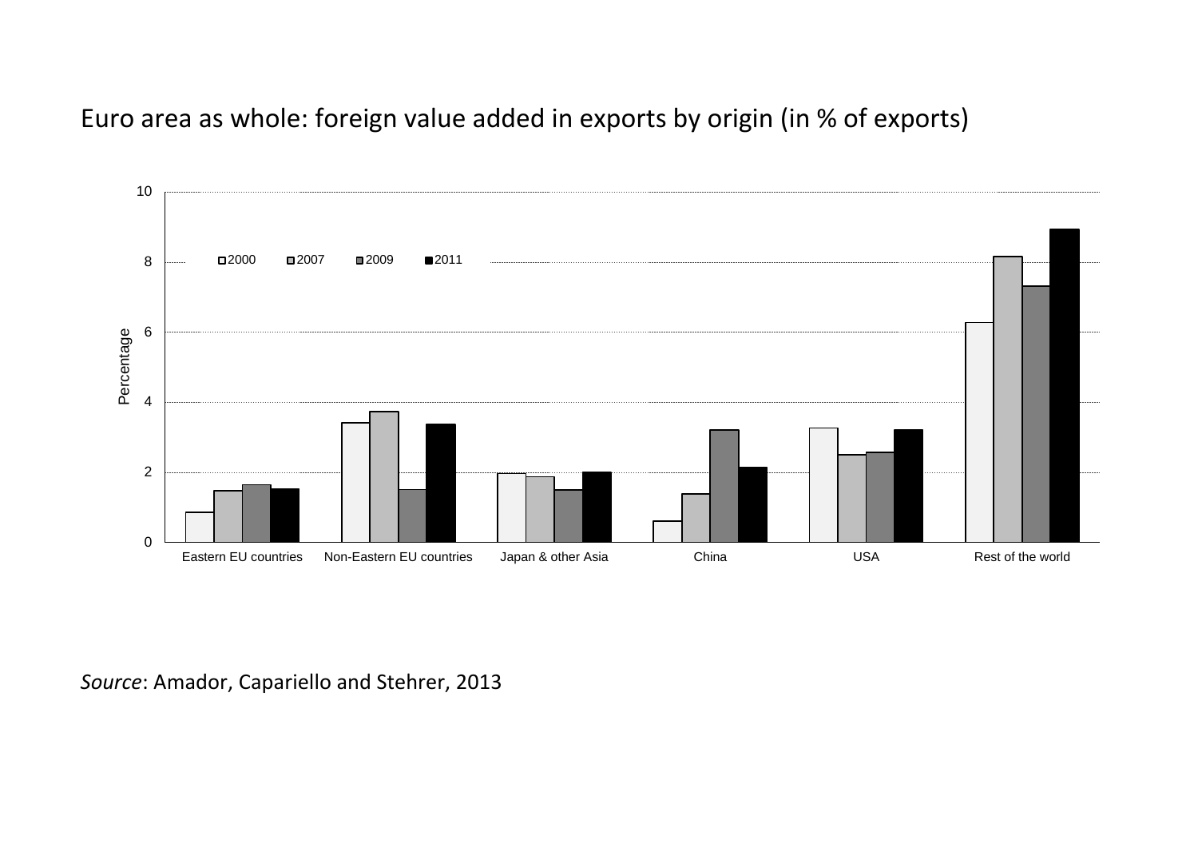Euro area as whole: foreign value added in exports by origin (in % of exports)

*Source*: Amador, Capariello and Stehrer, 2013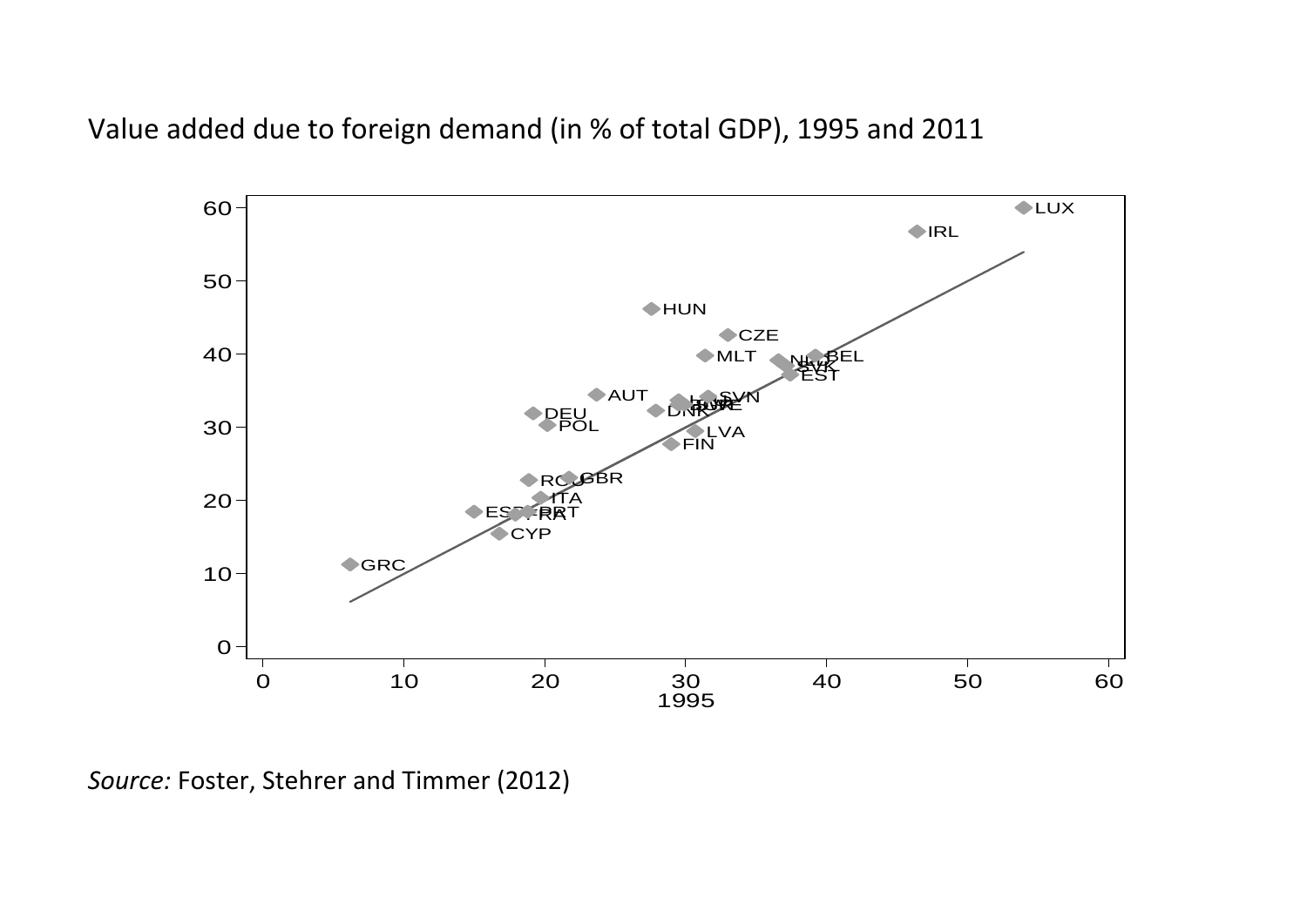Value added due to foreign demand (in % of total GDP), 1995 and 2011

*Source:* Foster, Stehrer and Timmer (2012)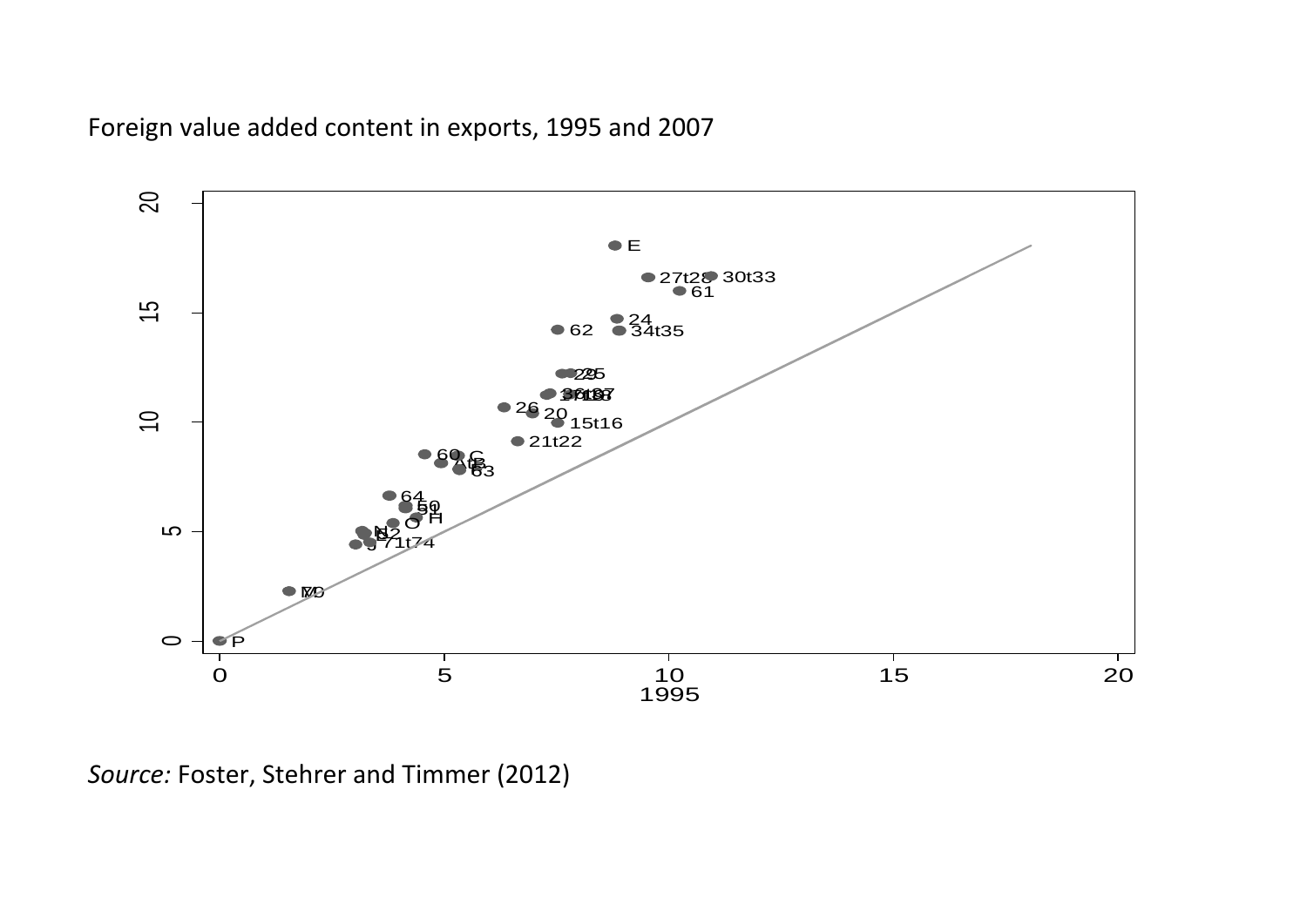Foreign value added content in exports, 1995 and 2007

*Source:* Foster, Stehrer and Timmer (2012)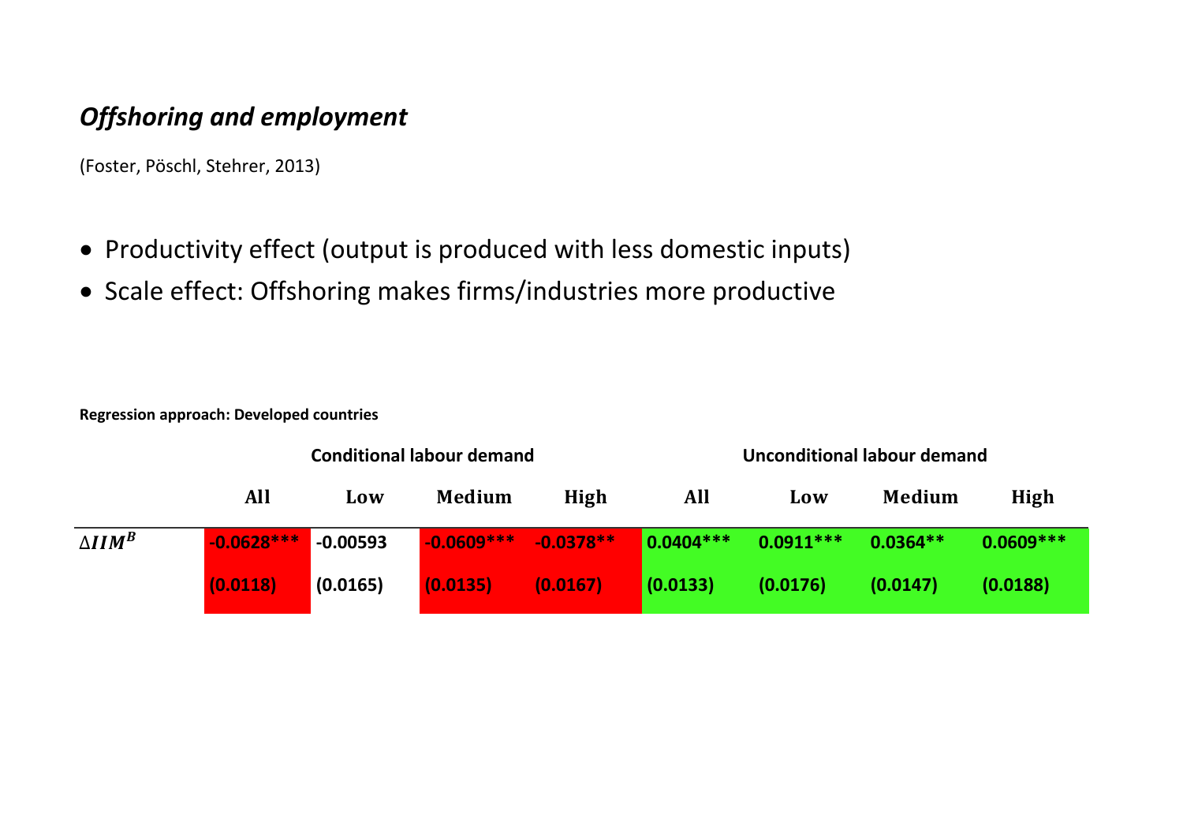## *Offshoring and employment*

(Foster, Pöschl, Stehrer, 2013)

- Productivity effect (output is produced with less domestic inputs)
- Scale effect: Offshoring makes firms/industries more productive

**Regression approach: Developed countries**

| | Conditional labour demand | | | | Unconditional labour demand | | | |
|---|---|---|---|---|---|---|---|---|
| | **All** | **Low** | **Medium** | **High** | **All** | **Low** | **Medium** | **High** |
| $\Delta IIM^B$ | **-0.0628*** ** | **-0.00593** | **-0.0609*** ** | **-0.0378** ** | **0.0404*** ** | **0.0911*** ** | **0.0364** ** | **0.0609*** ** |
| | **(0.0118)** | **(0.0165)** | **(0.0135)** | **(0.0167)** | **(0.0133)** | **(0.0176)** | **(0.0147)** | **(0.0188)** |